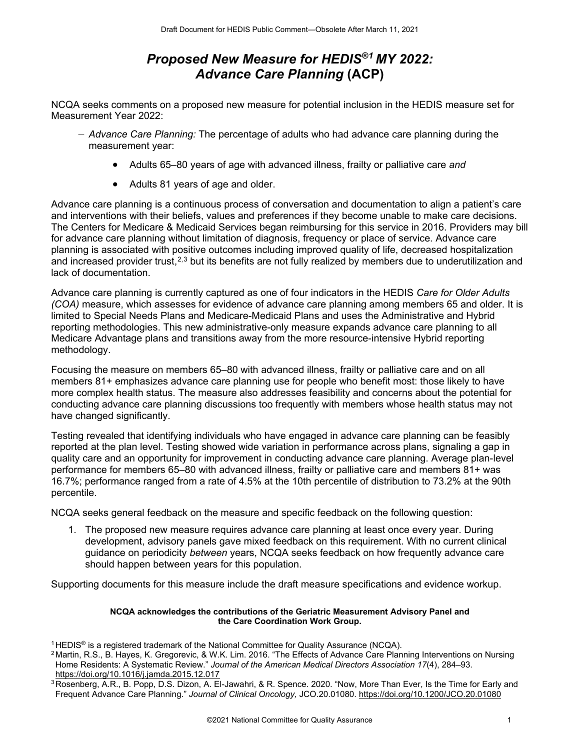# *Proposed New Measure for HEDIS®[1] MY 2022: Advance Care Planning* (ACP)

NCQA seeks comments on a proposed new measure for potential inclusion in the HEDIS measure set for Measurement Year 2022:

- *Advance Care Planning:* The percentage of adults who had advance care planning during the measurement year:
  - Adults 65–80 years of age with advanced illness, frailty or palliative care *and*
  - Adults 81 years of age and older.

Advance care planning is a continuous process of conversation and documentation to align a patient's care and interventions with their beliefs, values and preferences if they become unable to make care decisions. The Centers for Medicare & Medicaid Services began reimbursing for this service in 2016. Providers may bill for advance care planning without limitation of diagnosis, frequency or place of service. Advance care planning is associated with positive outcomes including improved quality of life, decreased hospitalization and increased provider trust,[2,3] but its benefits are not fully realized by members due to underutilization and lack of documentation.

Advance care planning is currently captured as one of four indicators in the HEDIS *Care for Older Adults (COA)* measure, which assesses for evidence of advance care planning among members 65 and older. It is limited to Special Needs Plans and Medicare-Medicaid Plans and uses the Administrative and Hybrid reporting methodologies. This new administrative-only measure expands advance care planning to all Medicare Advantage plans and transitions away from the more resource-intensive Hybrid reporting methodology.

Focusing the measure on members 65–80 with advanced illness, frailty or palliative care and on all members 81+ emphasizes advance care planning use for people who benefit most: those likely to have more complex health status. The measure also addresses feasibility and concerns about the potential for conducting advance care planning discussions too frequently with members whose health status may not have changed significantly.

Testing revealed that identifying individuals who have engaged in advance care planning can be feasibly reported at the plan level. Testing showed wide variation in performance across plans, signaling a gap in quality care and an opportunity for improvement in conducting advance care planning. Average plan-level performance for members 65–80 with advanced illness, frailty or palliative care and members 81+ was 16.7%; performance ranged from a rate of 4.5% at the 10th percentile of distribution to 73.2% at the 90th percentile.

NCQA seeks general feedback on the measure and specific feedback on the following question:

1. The proposed new measure requires advance care planning at least once every year. During development, advisory panels gave mixed feedback on this requirement. With no current clinical guidance on periodicity *between* years, NCQA seeks feedback on how frequently advance care should happen between years for this population.

Supporting documents for this measure include the draft measure specifications and evidence workup.

**NCQA acknowledges the contributions of the Geriatric Measurement Advisory Panel and the Care Coordination Work Group.**

[1] HEDIS® is a registered trademark of the National Committee for Quality Assurance (NCQA).

[2] Martin, R.S., B. Hayes, K. Gregorevic, & W.K. Lim. 2016. "The Effects of Advance Care Planning Interventions on Nursing Home Residents: A Systematic Review." *Journal of the American Medical Directors Association 17*(4), 284–93. https://doi.org/10.1016/j.jamda.2015.12.017

[3] Rosenberg, A.R., B. Popp, D.S. Dizon, A. El-Jawahri, & R. Spence. 2020. "Now, More Than Ever, Is the Time for Early and Frequent Advance Care Planning." *Journal of Clinical Oncology,* JCO.20.01080. https://doi.org/10.1200/JCO.20.01080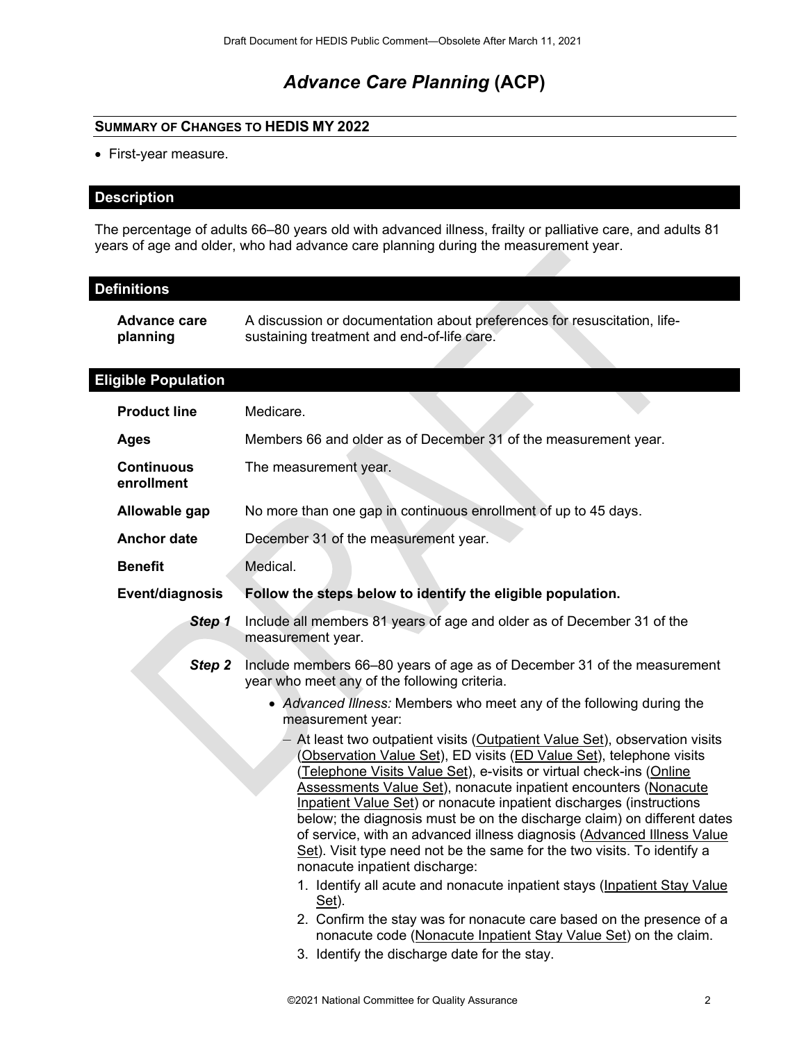# *Advance Care Planning* (ACP)

**SUMMARY OF CHANGES TO HEDIS MY 2022**

- First-year measure.

## Description

The percentage of adults 66–80 years old with advanced illness, frailty or palliative care, and adults 81 years of age and older, who had advance care planning during the measurement year.

## Definitions

| | |
|---|---|
| **Advance care planning** | A discussion or documentation about preferences for resuscitation, life-sustaining treatment and end-of-life care. |

## Eligible Population

| | |
|---|---|
| **Product line** | Medicare. |
| **Ages** | Members 66 and older as of December 31 of the measurement year. |
| **Continuous enrollment** | The measurement year. |
| **Allowable gap** | No more than one gap in continuous enrollment of up to 45 days. |
| **Anchor date** | December 31 of the measurement year. |
| **Benefit** | Medical. |
| **Event/diagnosis** | **Follow the steps below to identify the eligible population.** |

***Step 1*** Include all members 81 years of age and older as of December 31 of the measurement year.

***Step 2*** Include members 66–80 years of age as of December 31 of the measurement year who meet any of the following criteria.

- *Advanced Illness:* Members who meet any of the following during the measurement year:
  - At least two outpatient visits (Outpatient Value Set), observation visits (Observation Value Set), ED visits (ED Value Set), telephone visits (Telephone Visits Value Set), e-visits or virtual check-ins (Online Assessments Value Set), nonacute inpatient encounters (Nonacute Inpatient Value Set) or nonacute inpatient discharges (instructions below; the diagnosis must be on the discharge claim) on different dates of service, with an advanced illness diagnosis (Advanced Illness Value Set). Visit type need not be the same for the two visits. To identify a nonacute inpatient discharge:
    1. Identify all acute and nonacute inpatient stays (Inpatient Stay Value Set).
    2. Confirm the stay was for nonacute care based on the presence of a nonacute code (Nonacute Inpatient Stay Value Set) on the claim.
    3. Identify the discharge date for the stay.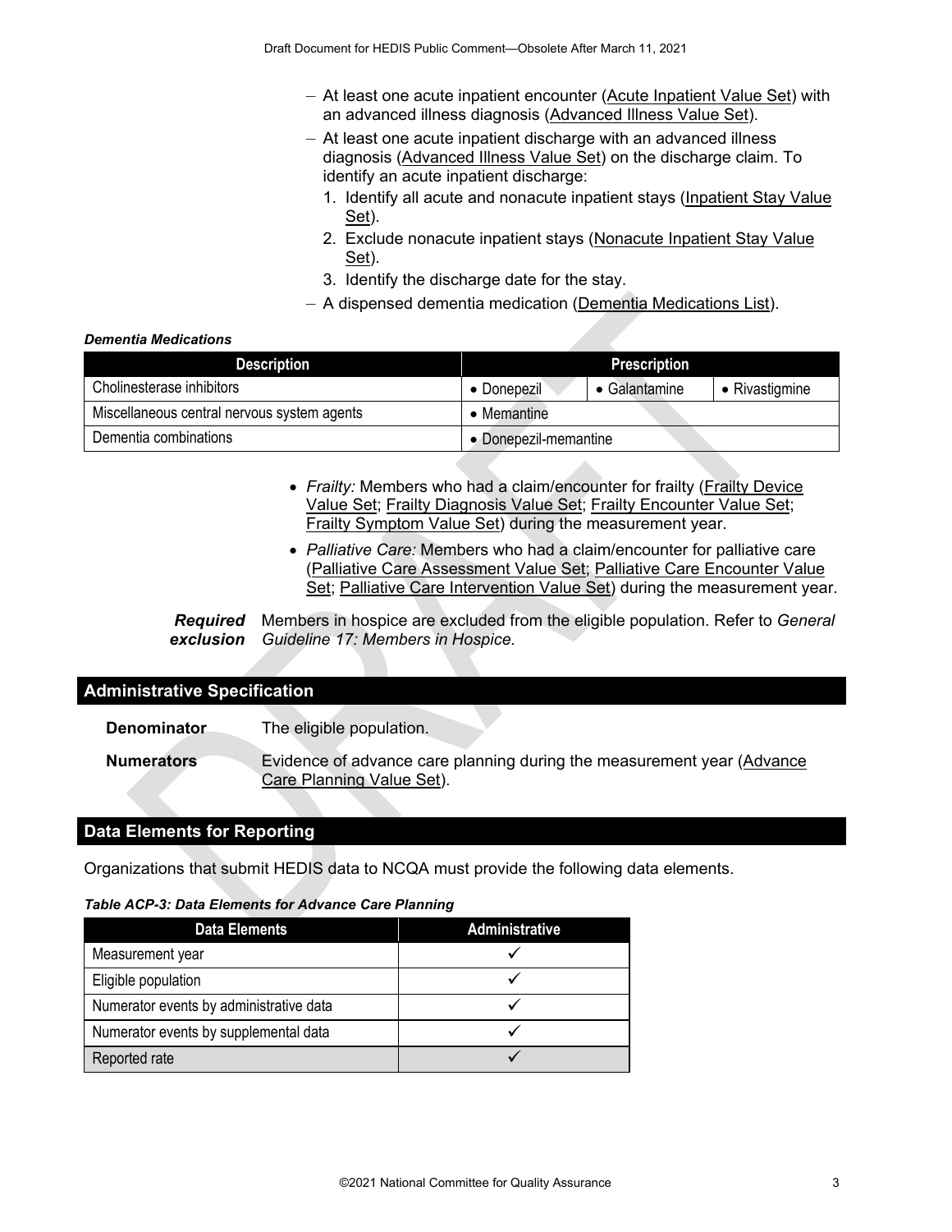- At least one acute inpatient encounter (Acute Inpatient Value Set) with an advanced illness diagnosis (Advanced Illness Value Set).
- At least one acute inpatient discharge with an advanced illness diagnosis (Advanced Illness Value Set) on the discharge claim. To identify an acute inpatient discharge:
  1. Identify all acute and nonacute inpatient stays (Inpatient Stay Value Set).
  2. Exclude nonacute inpatient stays (Nonacute Inpatient Stay Value Set).
  3. Identify the discharge date for the stay.
- A dispensed dementia medication (Dementia Medications List).

***Dementia Medications***

| Description | Prescription | | |
|---|---|---|---|
| Cholinesterase inhibitors | • Donepezil | • Galantamine | • Rivastigmine |
| Miscellaneous central nervous system agents | • Memantine | | |
| Dementia combinations | • Donepezil-memantine | | |

- *Frailty:* Members who had a claim/encounter for frailty (Frailty Device Value Set; Frailty Diagnosis Value Set; Frailty Encounter Value Set; Frailty Symptom Value Set) during the measurement year.
- *Palliative Care:* Members who had a claim/encounter for palliative care (Palliative Care Assessment Value Set; Palliative Care Encounter Value Set; Palliative Care Intervention Value Set) during the measurement year.

***Required exclusion*** Members in hospice are excluded from the eligible population. Refer to *General Guideline 17: Members in Hospice.*

## Administrative Specification

**Denominator** The eligible population.

**Numerators** Evidence of advance care planning during the measurement year (Advance Care Planning Value Set).

## Data Elements for Reporting

Organizations that submit HEDIS data to NCQA must provide the following data elements.

***Table ACP-3: Data Elements for Advance Care Planning***

| Data Elements | Administrative |
|---|---|
| Measurement year | ✓ |
| Eligible population | ✓ |
| Numerator events by administrative data | ✓ |
| Numerator events by supplemental data | ✓ |
| Reported rate | ✓ |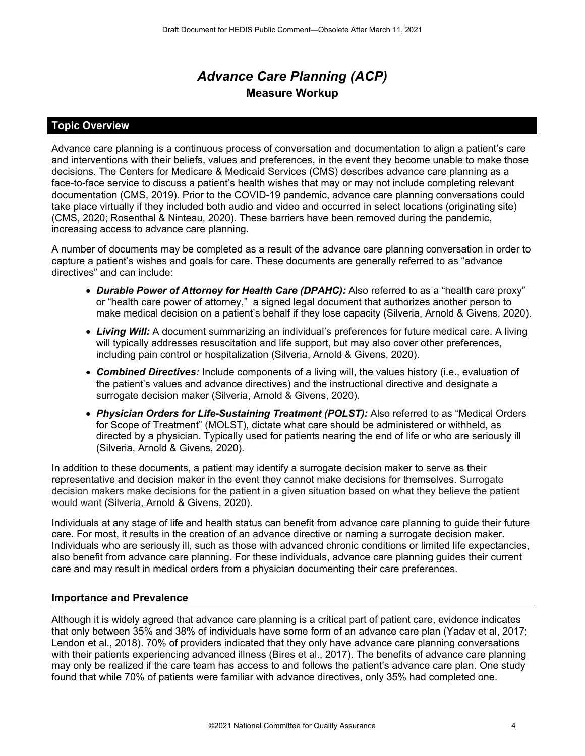# *Advance Care Planning (ACP)*

## Measure Workup

## Topic Overview

Advance care planning is a continuous process of conversation and documentation to align a patient's care and interventions with their beliefs, values and preferences, in the event they become unable to make those decisions. The Centers for Medicare & Medicaid Services (CMS) describes advance care planning as a face-to-face service to discuss a patient's health wishes that may or may not include completing relevant documentation (CMS, 2019). Prior to the COVID-19 pandemic, advance care planning conversations could take place virtually if they included both audio and video and occurred in select locations (originating site) (CMS, 2020; Rosenthal & Ninteau, 2020). These barriers have been removed during the pandemic, increasing access to advance care planning.

A number of documents may be completed as a result of the advance care planning conversation in order to capture a patient's wishes and goals for care. These documents are generally referred to as "advance directives" and can include:

- ***Durable Power of Attorney for Health Care (DPAHC):*** Also referred to as a "health care proxy" or "health care power of attorney," a signed legal document that authorizes another person to make medical decision on a patient's behalf if they lose capacity (Silveria, Arnold & Givens, 2020).
- ***Living Will:*** A document summarizing an individual's preferences for future medical care. A living will typically addresses resuscitation and life support, but may also cover other preferences, including pain control or hospitalization (Silveria, Arnold & Givens, 2020).
- ***Combined Directives:*** Include components of a living will, the values history (i.e., evaluation of the patient's values and advance directives) and the instructional directive and designate a surrogate decision maker (Silveria, Arnold & Givens, 2020).
- ***Physician Orders for Life-Sustaining Treatment (POLST):*** Also referred to as "Medical Orders for Scope of Treatment" (MOLST), dictate what care should be administered or withheld, as directed by a physician. Typically used for patients nearing the end of life or who are seriously ill (Silveria, Arnold & Givens, 2020).

In addition to these documents, a patient may identify a surrogate decision maker to serve as their representative and decision maker in the event they cannot make decisions for themselves. Surrogate decision makers make decisions for the patient in a given situation based on what they believe the patient would want (Silveria, Arnold & Givens, 2020).

Individuals at any stage of life and health status can benefit from advance care planning to guide their future care. For most, it results in the creation of an advance directive or naming a surrogate decision maker. Individuals who are seriously ill, such as those with advanced chronic conditions or limited life expectancies, also benefit from advance care planning. For these individuals, advance care planning guides their current care and may result in medical orders from a physician documenting their care preferences.

### Importance and Prevalence

Although it is widely agreed that advance care planning is a critical part of patient care, evidence indicates that only between 35% and 38% of individuals have some form of an advance care plan (Yadav et al, 2017; Lendon et al., 2018). 70% of providers indicated that they only have advance care planning conversations with their patients experiencing advanced illness (Bires et al., 2017). The benefits of advance care planning may only be realized if the care team has access to and follows the patient's advance care plan. One study found that while 70% of patients were familiar with advance directives, only 35% had completed one.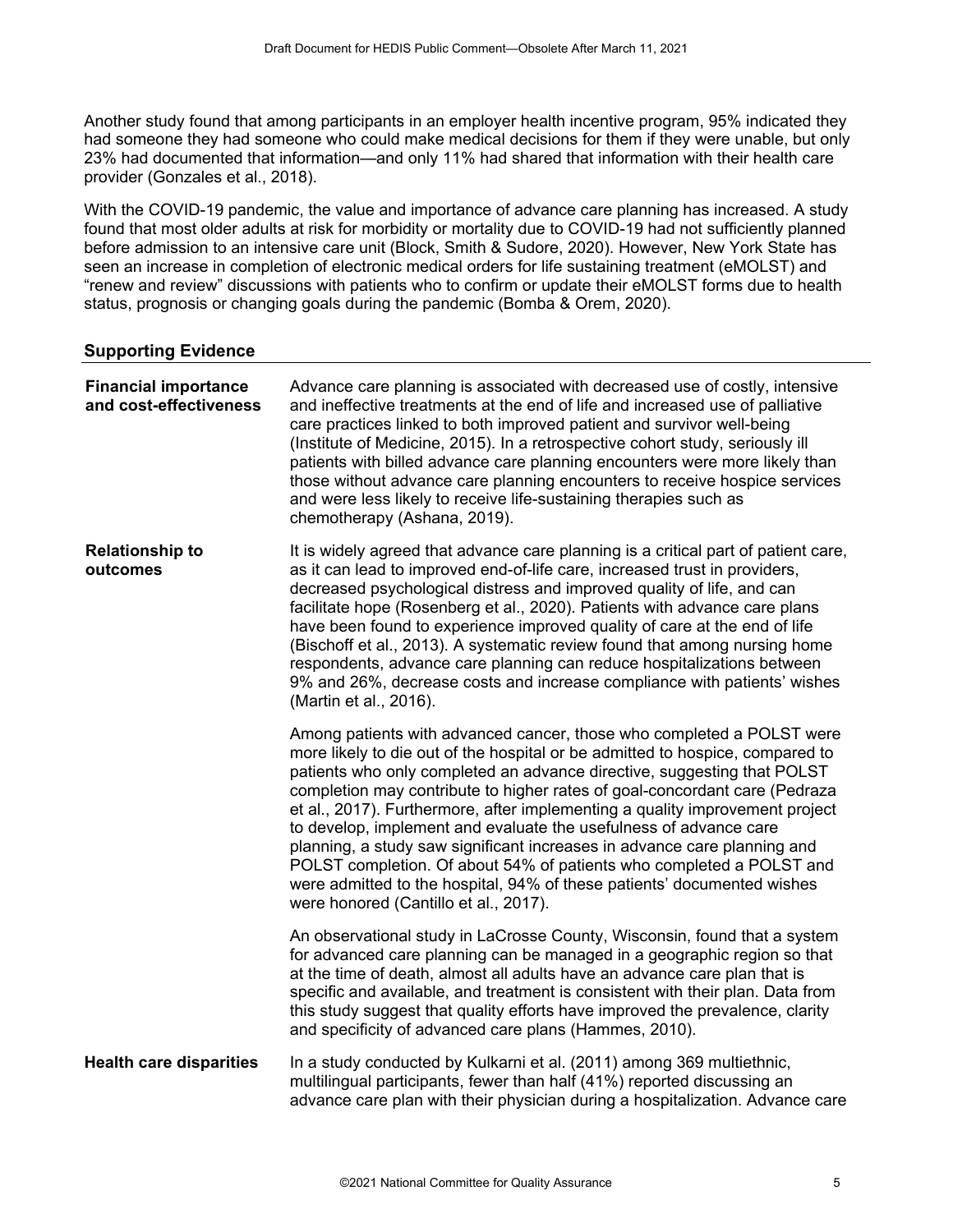Another study found that among participants in an employer health incentive program, 95% indicated they had someone they had someone who could make medical decisions for them if they were unable, but only 23% had documented that information—and only 11% had shared that information with their health care provider (Gonzales et al., 2018).

With the COVID-19 pandemic, the value and importance of advance care planning has increased. A study found that most older adults at risk for morbidity or mortality due to COVID-19 had not sufficiently planned before admission to an intensive care unit (Block, Smith & Sudore, 2020). However, New York State has seen an increase in completion of electronic medical orders for life sustaining treatment (eMOLST) and "renew and review" discussions with patients who to confirm or update their eMOLST forms due to health status, prognosis or changing goals during the pandemic (Bomba & Orem, 2020).

## Supporting Evidence

| | |
|---|---|
| **Financial importance and cost-effectiveness** | Advance care planning is associated with decreased use of costly, intensive and ineffective treatments at the end of life and increased use of palliative care practices linked to both improved patient and survivor well-being (Institute of Medicine, 2015). In a retrospective cohort study, seriously ill patients with billed advance care planning encounters were more likely than those without advance care planning encounters to receive hospice services and were less likely to receive life-sustaining therapies such as chemotherapy (Ashana, 2019). |
| **Relationship to outcomes** | It is widely agreed that advance care planning is a critical part of patient care, as it can lead to improved end-of-life care, increased trust in providers, decreased psychological distress and improved quality of life, and can facilitate hope (Rosenberg et al., 2020). Patients with advance care plans have been found to experience improved quality of care at the end of life (Bischoff et al., 2013). A systematic review found that among nursing home respondents, advance care planning can reduce hospitalizations between 9% and 26%, decrease costs and increase compliance with patients' wishes (Martin et al., 2016). |
| | Among patients with advanced cancer, those who completed a POLST were more likely to die out of the hospital or be admitted to hospice, compared to patients who only completed an advance directive, suggesting that POLST completion may contribute to higher rates of goal-concordant care (Pedraza et al., 2017). Furthermore, after implementing a quality improvement project to develop, implement and evaluate the usefulness of advance care planning, a study saw significant increases in advance care planning and POLST completion. Of about 54% of patients who completed a POLST and were admitted to the hospital, 94% of these patients' documented wishes were honored (Cantillo et al., 2017). |
| | An observational study in LaCrosse County, Wisconsin, found that a system for advanced care planning can be managed in a geographic region so that at the time of death, almost all adults have an advance care plan that is specific and available, and treatment is consistent with their plan. Data from this study suggest that quality efforts have improved the prevalence, clarity and specificity of advanced care plans (Hammes, 2010). |
| **Health care disparities** | In a study conducted by Kulkarni et al. (2011) among 369 multiethnic, multilingual participants, fewer than half (41%) reported discussing an advance care plan with their physician during a hospitalization. Advance care |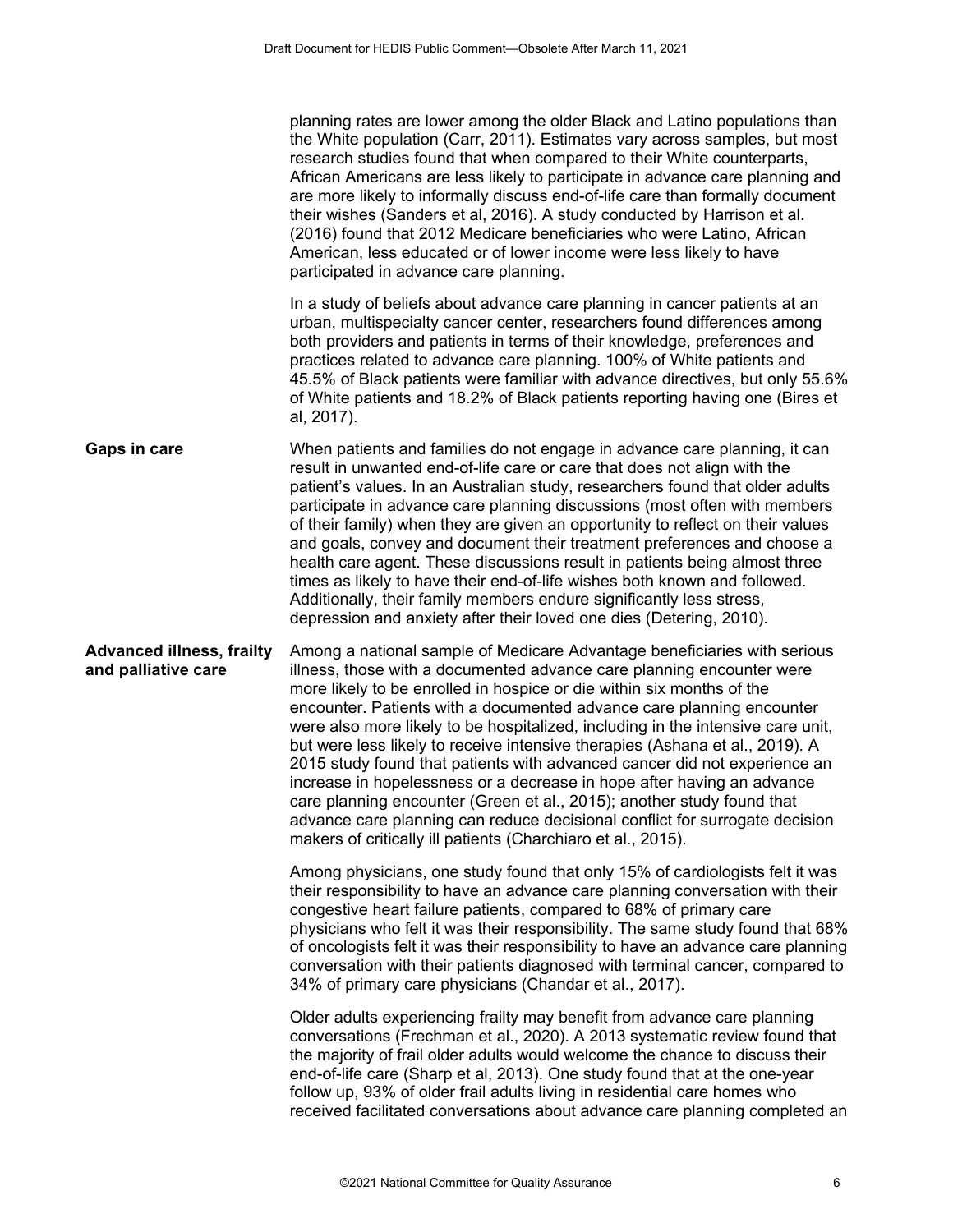planning rates are lower among the older Black and Latino populations than the White population (Carr, 2011). Estimates vary across samples, but most research studies found that when compared to their White counterparts, African Americans are less likely to participate in advance care planning and are more likely to informally discuss end-of-life care than formally document their wishes (Sanders et al, 2016). A study conducted by Harrison et al. (2016) found that 2012 Medicare beneficiaries who were Latino, African American, less educated or of lower income were less likely to have participated in advance care planning.

In a study of beliefs about advance care planning in cancer patients at an urban, multispecialty cancer center, researchers found differences among both providers and patients in terms of their knowledge, preferences and practices related to advance care planning. 100% of White patients and 45.5% of Black patients were familiar with advance directives, but only 55.6% of White patients and 18.2% of Black patients reporting having one (Bires et al, 2017).

**Gaps in care**

When patients and families do not engage in advance care planning, it can result in unwanted end-of-life care or care that does not align with the patient's values. In an Australian study, researchers found that older adults participate in advance care planning discussions (most often with members of their family) when they are given an opportunity to reflect on their values and goals, convey and document their treatment preferences and choose a health care agent. These discussions result in patients being almost three times as likely to have their end-of-life wishes both known and followed. Additionally, their family members endure significantly less stress, depression and anxiety after their loved one dies (Detering, 2010).

**Advanced illness, frailty and palliative care**

Among a national sample of Medicare Advantage beneficiaries with serious illness, those with a documented advance care planning encounter were more likely to be enrolled in hospice or die within six months of the encounter. Patients with a documented advance care planning encounter were also more likely to be hospitalized, including in the intensive care unit, but were less likely to receive intensive therapies (Ashana et al., 2019). A 2015 study found that patients with advanced cancer did not experience an increase in hopelessness or a decrease in hope after having an advance care planning encounter (Green et al., 2015); another study found that advance care planning can reduce decisional conflict for surrogate decision makers of critically ill patients (Charchiaro et al., 2015).

Among physicians, one study found that only 15% of cardiologists felt it was their responsibility to have an advance care planning conversation with their congestive heart failure patients, compared to 68% of primary care physicians who felt it was their responsibility. The same study found that 68% of oncologists felt it was their responsibility to have an advance care planning conversation with their patients diagnosed with terminal cancer, compared to 34% of primary care physicians (Chandar et al., 2017).

Older adults experiencing frailty may benefit from advance care planning conversations (Frechman et al., 2020). A 2013 systematic review found that the majority of frail older adults would welcome the chance to discuss their end-of-life care (Sharp et al, 2013). One study found that at the one-year follow up, 93% of older frail adults living in residential care homes who received facilitated conversations about advance care planning completed an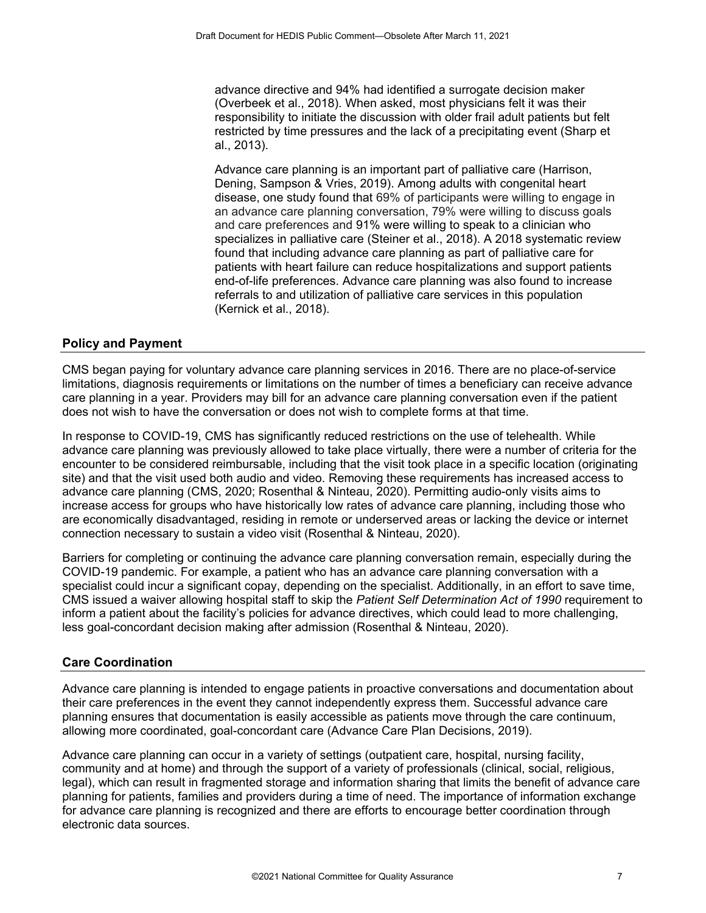advance directive and 94% had identified a surrogate decision maker (Overbeek et al., 2018). When asked, most physicians felt it was their responsibility to initiate the discussion with older frail adult patients but felt restricted by time pressures and the lack of a precipitating event (Sharp et al., 2013).

Advance care planning is an important part of palliative care (Harrison, Dening, Sampson & Vries, 2019). Among adults with congenital heart disease, one study found that 69% of participants were willing to engage in an advance care planning conversation, 79% were willing to discuss goals and care preferences and 91% were willing to speak to a clinician who specializes in palliative care (Steiner et al., 2018). A 2018 systematic review found that including advance care planning as part of palliative care for patients with heart failure can reduce hospitalizations and support patients end-of-life preferences. Advance care planning was also found to increase referrals to and utilization of palliative care services in this population (Kernick et al., 2018).

## Policy and Payment

CMS began paying for voluntary advance care planning services in 2016. There are no place-of-service limitations, diagnosis requirements or limitations on the number of times a beneficiary can receive advance care planning in a year. Providers may bill for an advance care planning conversation even if the patient does not wish to have the conversation or does not wish to complete forms at that time.

In response to COVID-19, CMS has significantly reduced restrictions on the use of telehealth. While advance care planning was previously allowed to take place virtually, there were a number of criteria for the encounter to be considered reimbursable, including that the visit took place in a specific location (originating site) and that the visit used both audio and video. Removing these requirements has increased access to advance care planning (CMS, 2020; Rosenthal & Ninteau, 2020). Permitting audio-only visits aims to increase access for groups who have historically low rates of advance care planning, including those who are economically disadvantaged, residing in remote or underserved areas or lacking the device or internet connection necessary to sustain a video visit (Rosenthal & Ninteau, 2020).

Barriers for completing or continuing the advance care planning conversation remain, especially during the COVID-19 pandemic. For example, a patient who has an advance care planning conversation with a specialist could incur a significant copay, depending on the specialist. Additionally, in an effort to save time, CMS issued a waiver allowing hospital staff to skip the *Patient Self Determination Act of 1990* requirement to inform a patient about the facility's policies for advance directives, which could lead to more challenging, less goal-concordant decision making after admission (Rosenthal & Ninteau, 2020).

## Care Coordination

Advance care planning is intended to engage patients in proactive conversations and documentation about their care preferences in the event they cannot independently express them. Successful advance care planning ensures that documentation is easily accessible as patients move through the care continuum, allowing more coordinated, goal-concordant care (Advance Care Plan Decisions, 2019).

Advance care planning can occur in a variety of settings (outpatient care, hospital, nursing facility, community and at home) and through the support of a variety of professionals (clinical, social, religious, legal), which can result in fragmented storage and information sharing that limits the benefit of advance care planning for patients, families and providers during a time of need. The importance of information exchange for advance care planning is recognized and there are efforts to encourage better coordination through electronic data sources.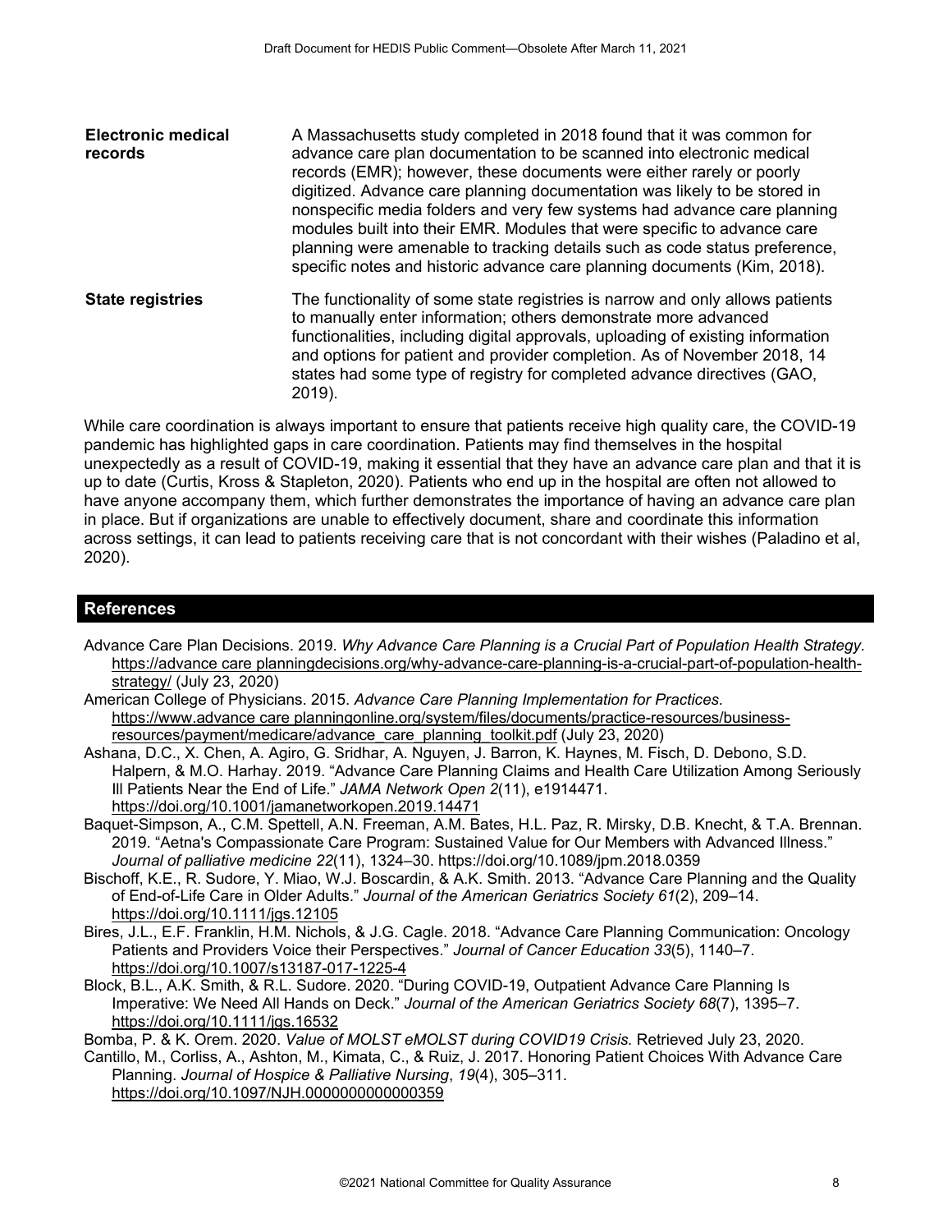| | |
|---|---|
| **Electronic medical records** | A Massachusetts study completed in 2018 found that it was common for advance care plan documentation to be scanned into electronic medical records (EMR); however, these documents were either rarely or poorly digitized. Advance care planning documentation was likely to be stored in nonspecific media folders and very few systems had advance care planning modules built into their EMR. Modules that were specific to advance care planning were amenable to tracking details such as code status preference, specific notes and historic advance care planning documents (Kim, 2018). |
| **State registries** | The functionality of some state registries is narrow and only allows patients to manually enter information; others demonstrate more advanced functionalities, including digital approvals, uploading of existing information and options for patient and provider completion. As of November 2018, 14 states had some type of registry for completed advance directives (GAO, 2019). |

While care coordination is always important to ensure that patients receive high quality care, the COVID-19 pandemic has highlighted gaps in care coordination. Patients may find themselves in the hospital unexpectedly as a result of COVID-19, making it essential that they have an advance care plan and that it is up to date (Curtis, Kross & Stapleton, 2020). Patients who end up in the hospital are often not allowed to have anyone accompany them, which further demonstrates the importance of having an advance care plan in place. But if organizations are unable to effectively document, share and coordinate this information across settings, it can lead to patients receiving care that is not concordant with their wishes (Paladino et al, 2020).

## References

Advance Care Plan Decisions. 2019. *Why Advance Care Planning is a Crucial Part of Population Health Strategy.* https://advance care planningdecisions.org/why-advance-care-planning-is-a-crucial-part-of-population-health-strategy/ (July 23, 2020)

American College of Physicians. 2015. *Advance Care Planning Implementation for Practices.* https://www.advance care planningonline.org/system/files/documents/practice-resources/business-resources/payment/medicare/advance_care_planning_toolkit.pdf (July 23, 2020)

Ashana, D.C., X. Chen, A. Agiro, G. Sridhar, A. Nguyen, J. Barron, K. Haynes, M. Fisch, D. Debono, S.D. Halpern, & M.O. Harhay. 2019. "Advance Care Planning Claims and Health Care Utilization Among Seriously Ill Patients Near the End of Life." *JAMA Network Open 2*(11), e1914471. https://doi.org/10.1001/jamanetworkopen.2019.14471

Baquet-Simpson, A., C.M. Spettell, A.N. Freeman, A.M. Bates, H.L. Paz, R. Mirsky, D.B. Knecht, & T.A. Brennan. 2019. "Aetna's Compassionate Care Program: Sustained Value for Our Members with Advanced Illness." *Journal of palliative medicine 22*(11), 1324–30. https://doi.org/10.1089/jpm.2018.0359

Bischoff, K.E., R. Sudore, Y. Miao, W.J. Boscardin, & A.K. Smith. 2013. "Advance Care Planning and the Quality of End-of-Life Care in Older Adults." *Journal of the American Geriatrics Society 61*(2), 209–14. https://doi.org/10.1111/jgs.12105

Bires, J.L., E.F. Franklin, H.M. Nichols, & J.G. Cagle. 2018. "Advance Care Planning Communication: Oncology Patients and Providers Voice their Perspectives." *Journal of Cancer Education 33*(5), 1140–7. https://doi.org/10.1007/s13187-017-1225-4

Block, B.L., A.K. Smith, & R.L. Sudore. 2020. "During COVID-19, Outpatient Advance Care Planning Is Imperative: We Need All Hands on Deck." *Journal of the American Geriatrics Society 68*(7), 1395–7. https://doi.org/10.1111/jgs.16532

Bomba, P. & K. Orem. 2020. *Value of MOLST eMOLST during COVID19 Crisis.* Retrieved July 23, 2020.

Cantillo, M., Corliss, A., Ashton, M., Kimata, C., & Ruiz, J. 2017. Honoring Patient Choices With Advance Care Planning. *Journal of Hospice & Palliative Nursing*, *19*(4), 305–311. https://doi.org/10.1097/NJH.0000000000000359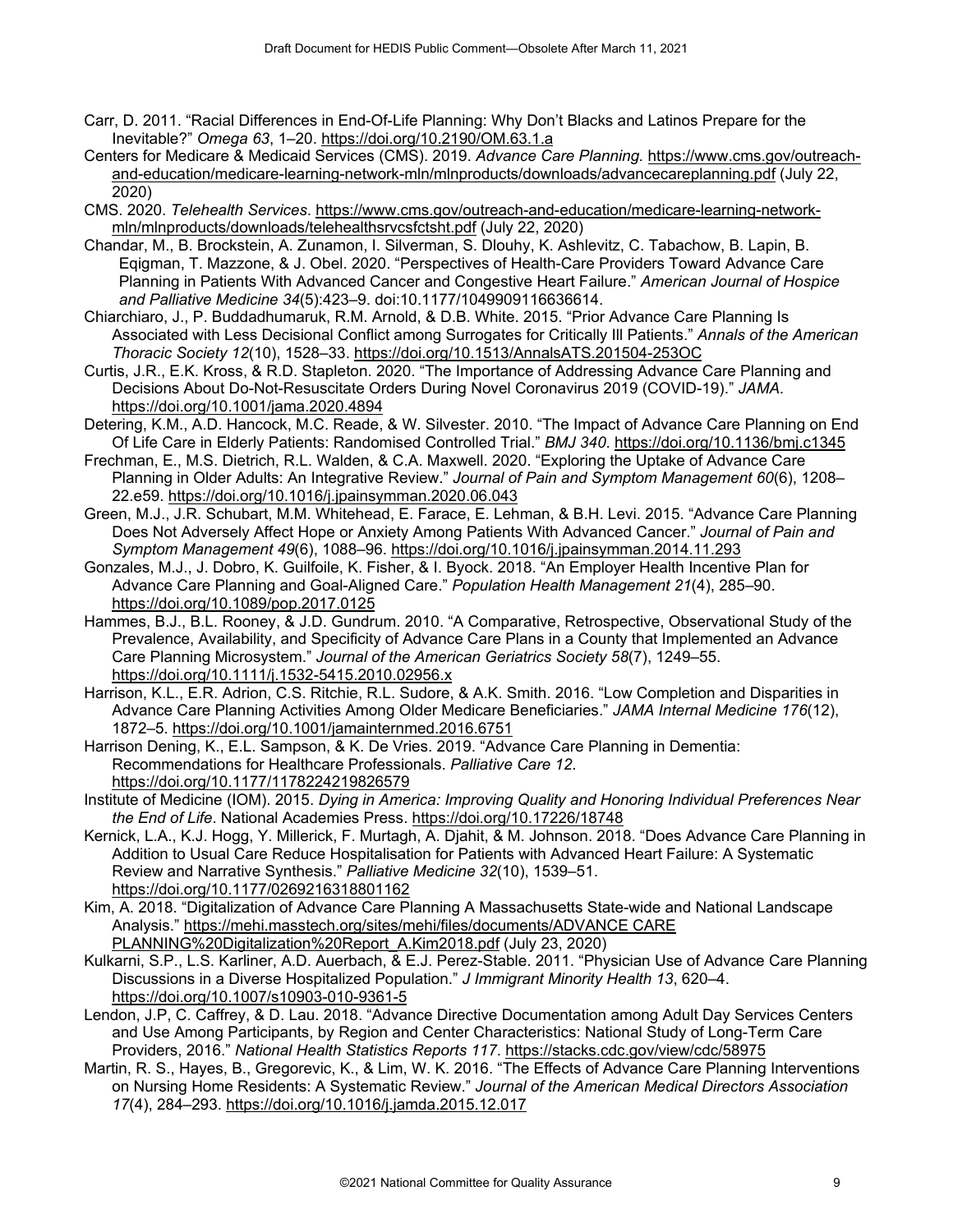Carr, D. 2011. "Racial Differences in End-Of-Life Planning: Why Don't Blacks and Latinos Prepare for the Inevitable?" *Omega 63*, 1–20. https://doi.org/10.2190/OM.63.1.a

Centers for Medicare & Medicaid Services (CMS). 2019. *Advance Care Planning.* https://www.cms.gov/outreach-and-education/medicare-learning-network-mln/mlnproducts/downloads/advancecareplanning.pdf (July 22, 2020)

CMS. 2020. *Telehealth Services*. https://www.cms.gov/outreach-and-education/medicare-learning-network-mln/mlnproducts/downloads/telehealthsrvcsfctsht.pdf (July 22, 2020)

Chandar, M., B. Brockstein, A. Zunamon, I. Silverman, S. Dlouhy, K. Ashlevitz, C. Tabachow, B. Lapin, B. Eqigman, T. Mazzone, & J. Obel. 2020. "Perspectives of Health-Care Providers Toward Advance Care Planning in Patients With Advanced Cancer and Congestive Heart Failure." *American Journal of Hospice and Palliative Medicine 34*(5):423–9. doi:10.1177/1049909116636614.

Chiarchiaro, J., P. Buddadhumaruk, R.M. Arnold, & D.B. White. 2015. "Prior Advance Care Planning Is Associated with Less Decisional Conflict among Surrogates for Critically Ill Patients." *Annals of the American Thoracic Society 12*(10), 1528–33. https://doi.org/10.1513/AnnalsATS.201504-253OC

Curtis, J.R., E.K. Kross, & R.D. Stapleton. 2020. "The Importance of Addressing Advance Care Planning and Decisions About Do-Not-Resuscitate Orders During Novel Coronavirus 2019 (COVID-19)." *JAMA*. https://doi.org/10.1001/jama.2020.4894

Detering, K.M., A.D. Hancock, M.C. Reade, & W. Silvester. 2010. "The Impact of Advance Care Planning on End Of Life Care in Elderly Patients: Randomised Controlled Trial." *BMJ 340*. https://doi.org/10.1136/bmj.c1345

Frechman, E., M.S. Dietrich, R.L. Walden, & C.A. Maxwell. 2020. "Exploring the Uptake of Advance Care Planning in Older Adults: An Integrative Review." *Journal of Pain and Symptom Management 60*(6), 1208–22.e59. https://doi.org/10.1016/j.jpainsymman.2020.06.043

Green, M.J., J.R. Schubart, M.M. Whitehead, E. Farace, E. Lehman, & B.H. Levi. 2015. "Advance Care Planning Does Not Adversely Affect Hope or Anxiety Among Patients With Advanced Cancer." *Journal of Pain and Symptom Management 49*(6), 1088–96. https://doi.org/10.1016/j.jpainsymman.2014.11.293

Gonzales, M.J., J. Dobro, K. Guilfoile, K. Fisher, & I. Byock. 2018. "An Employer Health Incentive Plan for Advance Care Planning and Goal-Aligned Care." *Population Health Management 21*(4), 285–90. https://doi.org/10.1089/pop.2017.0125

Hammes, B.J., B.L. Rooney, & J.D. Gundrum. 2010. "A Comparative, Retrospective, Observational Study of the Prevalence, Availability, and Specificity of Advance Care Plans in a County that Implemented an Advance Care Planning Microsystem." *Journal of the American Geriatrics Society 58*(7), 1249–55. https://doi.org/10.1111/j.1532-5415.2010.02956.x

Harrison, K.L., E.R. Adrion, C.S. Ritchie, R.L. Sudore, & A.K. Smith. 2016. "Low Completion and Disparities in Advance Care Planning Activities Among Older Medicare Beneficiaries." *JAMA Internal Medicine 176*(12), 1872–5. https://doi.org/10.1001/jamainternmed.2016.6751

Harrison Dening, K., E.L. Sampson, & K. De Vries. 2019. "Advance Care Planning in Dementia: Recommendations for Healthcare Professionals. *Palliative Care 12*. https://doi.org/10.1177/1178224219826579

Institute of Medicine (IOM). 2015. *Dying in America: Improving Quality and Honoring Individual Preferences Near the End of Life*. National Academies Press. https://doi.org/10.17226/18748

Kernick, L.A., K.J. Hogg, Y. Millerick, F. Murtagh, A. Djahit, & M. Johnson. 2018. "Does Advance Care Planning in Addition to Usual Care Reduce Hospitalisation for Patients with Advanced Heart Failure: A Systematic Review and Narrative Synthesis." *Palliative Medicine 32*(10), 1539–51. https://doi.org/10.1177/0269216318801162

Kim, A. 2018. "Digitalization of Advance Care Planning A Massachusetts State-wide and National Landscape Analysis." https://mehi.masstech.org/sites/mehi/files/documents/ADVANCE CARE PLANNING%20Digitalization%20Report_A.Kim2018.pdf (July 23, 2020)

Kulkarni, S.P., L.S. Karliner, A.D. Auerbach, & E.J. Perez-Stable. 2011. "Physician Use of Advance Care Planning Discussions in a Diverse Hospitalized Population." *J Immigrant Minority Health 13*, 620–4. https://doi.org/10.1007/s10903-010-9361-5

Lendon, J.P, C. Caffrey, & D. Lau. 2018. "Advance Directive Documentation among Adult Day Services Centers and Use Among Participants, by Region and Center Characteristics: National Study of Long-Term Care Providers, 2016." *National Health Statistics Reports 117*. https://stacks.cdc.gov/view/cdc/58975

Martin, R. S., Hayes, B., Gregorevic, K., & Lim, W. K. 2016. "The Effects of Advance Care Planning Interventions on Nursing Home Residents: A Systematic Review." *Journal of the American Medical Directors Association 17*(4), 284–293. https://doi.org/10.1016/j.jamda.2015.12.017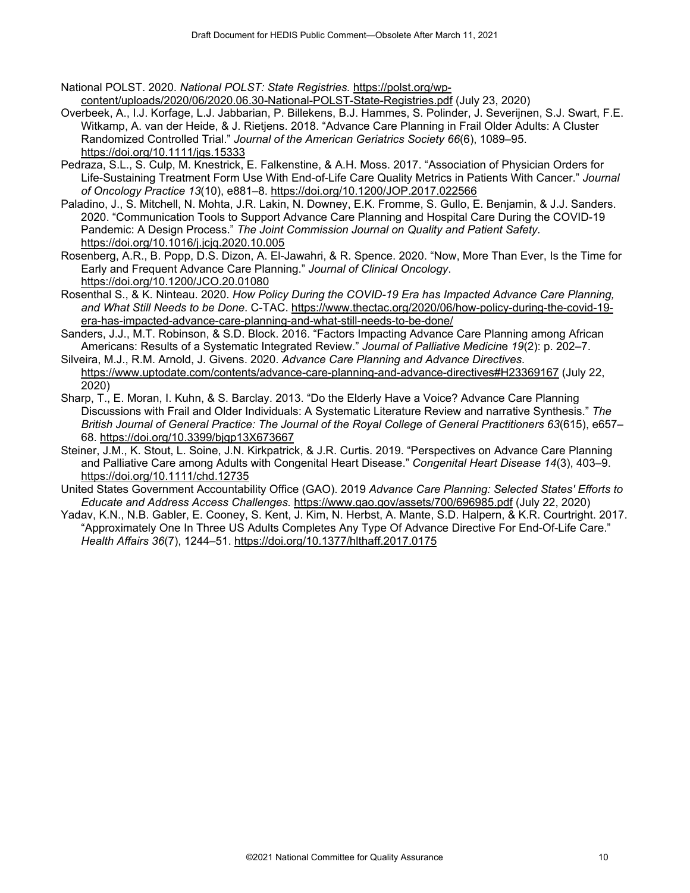National POLST. 2020. *National POLST: State Registries.* https://polst.org/wp-content/uploads/2020/06/2020.06.30-National-POLST-State-Registries.pdf (July 23, 2020)

Overbeek, A., I.J. Korfage, L.J. Jabbarian, P. Billekens, B.J. Hammes, S. Polinder, J. Severijnen, S.J. Swart, F.E. Witkamp, A. van der Heide, & J. Rietjens. 2018. "Advance Care Planning in Frail Older Adults: A Cluster Randomized Controlled Trial." *Journal of the American Geriatrics Society 66*(6), 1089–95. https://doi.org/10.1111/jgs.15333

Pedraza, S.L., S. Culp, M. Knestrick, E. Falkenstine, & A.H. Moss. 2017. "Association of Physician Orders for Life-Sustaining Treatment Form Use With End-of-Life Care Quality Metrics in Patients With Cancer." *Journal of Oncology Practice 13*(10), e881–8. https://doi.org/10.1200/JOP.2017.022566

Paladino, J., S. Mitchell, N. Mohta, J.R. Lakin, N. Downey, E.K. Fromme, S. Gullo, E. Benjamin, & J.J. Sanders. 2020. "Communication Tools to Support Advance Care Planning and Hospital Care During the COVID-19 Pandemic: A Design Process." *The Joint Commission Journal on Quality and Patient Safety*. https://doi.org/10.1016/j.jcjq.2020.10.005

Rosenberg, A.R., B. Popp, D.S. Dizon, A. El-Jawahri, & R. Spence. 2020. "Now, More Than Ever, Is the Time for Early and Frequent Advance Care Planning." *Journal of Clinical Oncology*. https://doi.org/10.1200/JCO.20.01080

Rosenthal S., & K. Ninteau. 2020. *How Policy During the COVID-19 Era has Impacted Advance Care Planning, and What Still Needs to be Done*. C-TAC. https://www.thectac.org/2020/06/how-policy-during-the-covid-19-era-has-impacted-advance-care-planning-and-what-still-needs-to-be-done/

Sanders, J.J., M.T. Robinson, & S.D. Block. 2016. "Factors Impacting Advance Care Planning among African Americans: Results of a Systematic Integrated Review." *Journal of Palliative Medicine 19*(2): p. 202–7.

Silveira, M.J., R.M. Arnold, J. Givens. 2020. *Advance Care Planning and Advance Directives.* https://www.uptodate.com/contents/advance-care-planning-and-advance-directives#H23369167 (July 22, 2020)

Sharp, T., E. Moran, I. Kuhn, & S. Barclay. 2013. "Do the Elderly Have a Voice? Advance Care Planning Discussions with Frail and Older Individuals: A Systematic Literature Review and narrative Synthesis." *The British Journal of General Practice: The Journal of the Royal College of General Practitioners 63*(615), e657–68. https://doi.org/10.3399/bjgp13X673667

Steiner, J.M., K. Stout, L. Soine, J.N. Kirkpatrick, & J.R. Curtis. 2019. "Perspectives on Advance Care Planning and Palliative Care among Adults with Congenital Heart Disease." *Congenital Heart Disease 14*(3), 403–9. https://doi.org/10.1111/chd.12735

United States Government Accountability Office (GAO). 2019 *Advance Care Planning: Selected States' Efforts to Educate and Address Access Challenges.* https://www.gao.gov/assets/700/696985.pdf (July 22, 2020)

Yadav, K.N., N.B. Gabler, E. Cooney, S. Kent, J. Kim, N. Herbst, A. Mante, S.D. Halpern, & K.R. Courtright. 2017. "Approximately One In Three US Adults Completes Any Type Of Advance Directive For End-Of-Life Care." *Health Affairs 36*(7), 1244–51. https://doi.org/10.1377/hlthaff.2017.0175